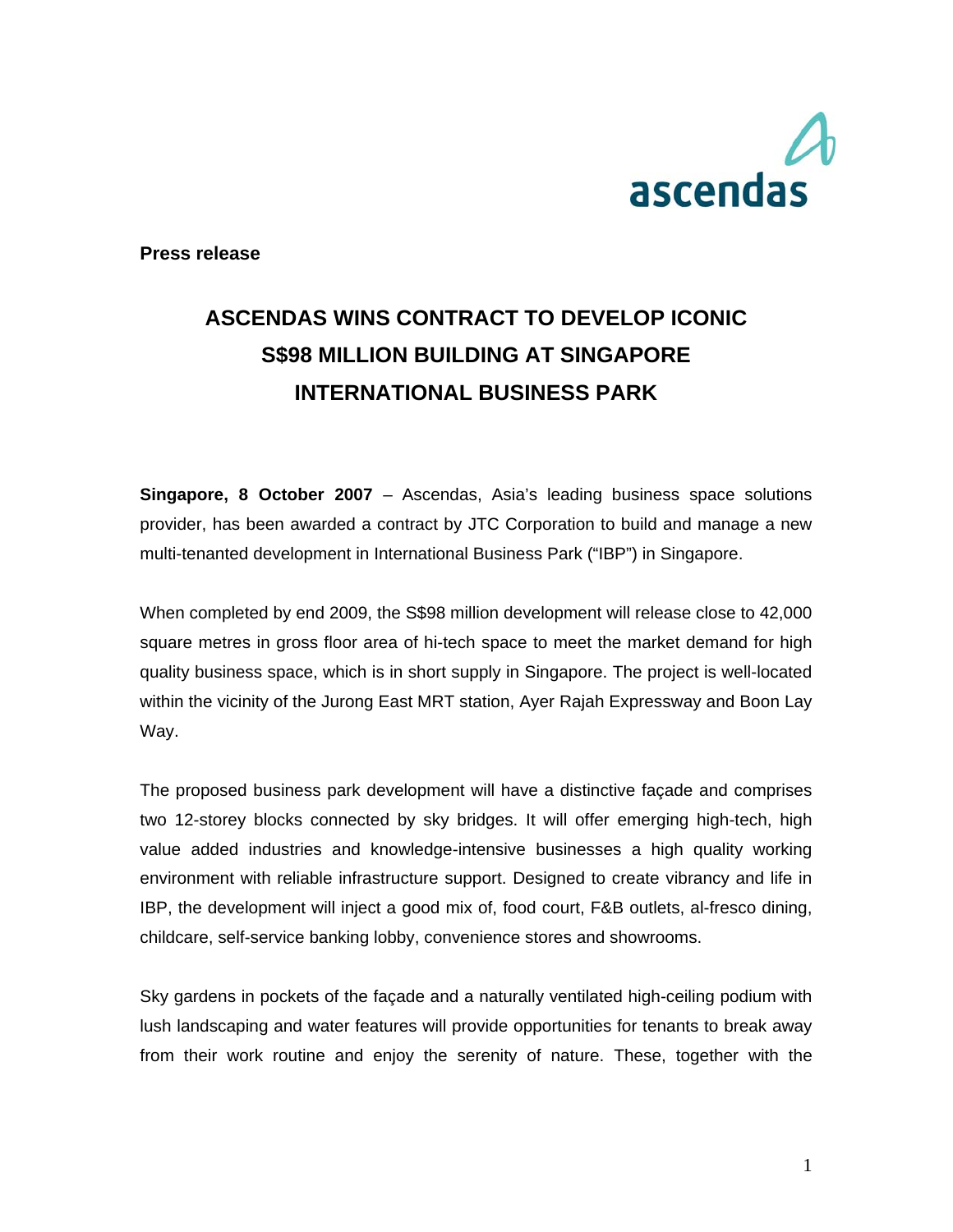ascendas

**Press release**

# ASCENDAS WINS CONTRACT TO DEVELOP ICONIC S$98 MILLION BUILDING AT SINGAPORE INTERNATIONAL BUSINESS PARK

**Singapore, 8 October 2007** – Ascendas, Asia's leading business space solutions provider, has been awarded a contract by JTC Corporation to build and manage a new multi-tenanted development in International Business Park ("IBP") in Singapore.

When completed by end 2009, the S$98 million development will release close to 42,000 square metres in gross floor area of hi-tech space to meet the market demand for high quality business space, which is in short supply in Singapore. The project is well-located within the vicinity of the Jurong East MRT station, Ayer Rajah Expressway and Boon Lay Way.

The proposed business park development will have a distinctive façade and comprises two 12-storey blocks connected by sky bridges. It will offer emerging high-tech, high value added industries and knowledge-intensive businesses a high quality working environment with reliable infrastructure support. Designed to create vibrancy and life in IBP, the development will inject a good mix of, food court, F&B outlets, al-fresco dining, childcare, self-service banking lobby, convenience stores and showrooms.

Sky gardens in pockets of the façade and a naturally ventilated high-ceiling podium with lush landscaping and water features will provide opportunities for tenants to break away from their work routine and enjoy the serenity of nature. These, together with the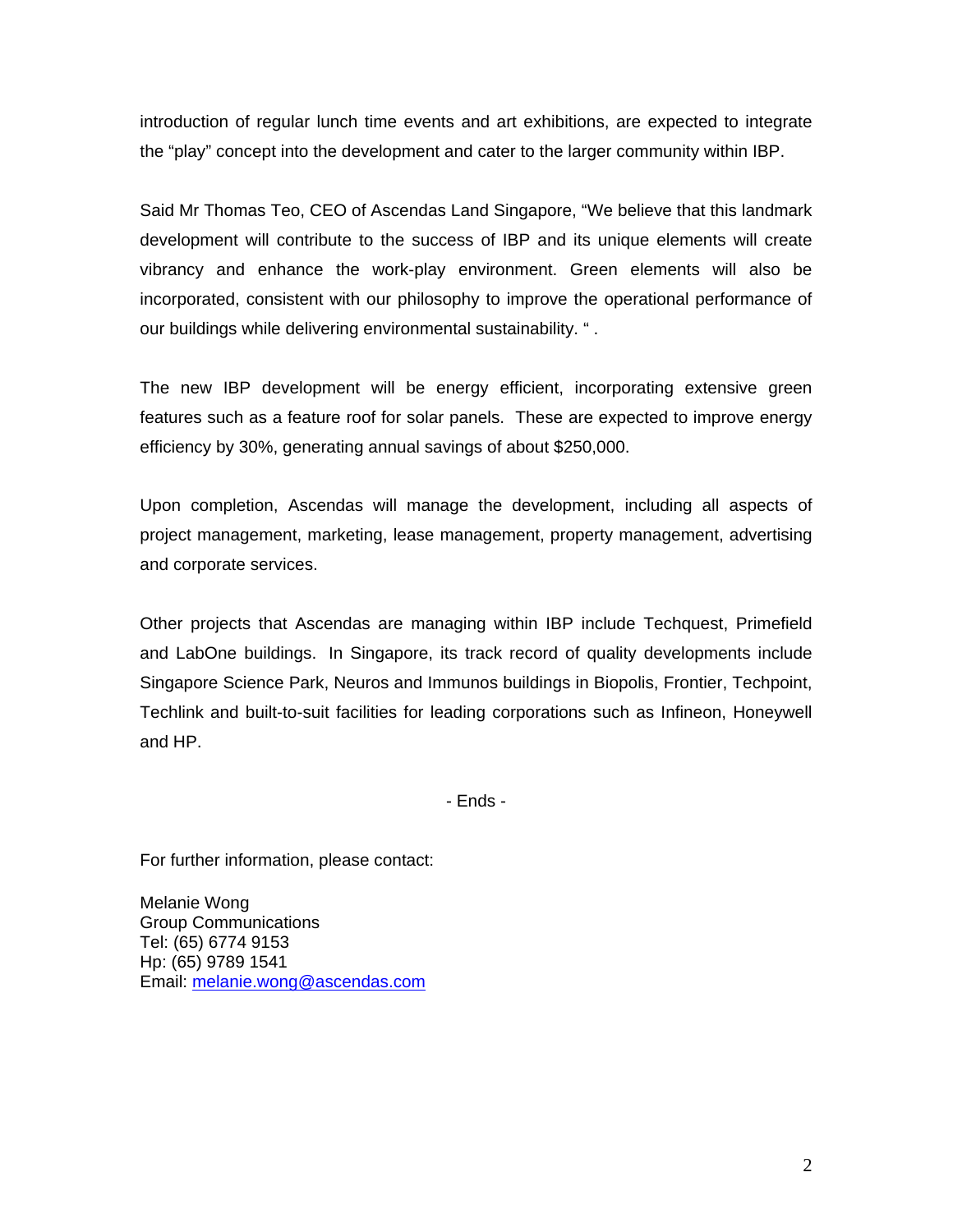introduction of regular lunch time events and art exhibitions, are expected to integrate the "play" concept into the development and cater to the larger community within IBP.

Said Mr Thomas Teo, CEO of Ascendas Land Singapore, "We believe that this landmark development will contribute to the success of IBP and its unique elements will create vibrancy and enhance the work-play environment. Green elements will also be incorporated, consistent with our philosophy to improve the operational performance of our buildings while delivering environmental sustainability. " .

The new IBP development will be energy efficient, incorporating extensive green features such as a feature roof for solar panels. These are expected to improve energy efficiency by 30%, generating annual savings of about $250,000.

Upon completion, Ascendas will manage the development, including all aspects of project management, marketing, lease management, property management, advertising and corporate services.

Other projects that Ascendas are managing within IBP include Techquest, Primefield and LabOne buildings. In Singapore, its track record of quality developments include Singapore Science Park, Neuros and Immunos buildings in Biopolis, Frontier, Techpoint, Techlink and built-to-suit facilities for leading corporations such as Infineon, Honeywell and HP.

- Ends -

For further information, please contact:

Melanie Wong
Group Communications
Tel: (65) 6774 9153
Hp: (65) 9789 1541
Email: melanie.wong@ascendas.com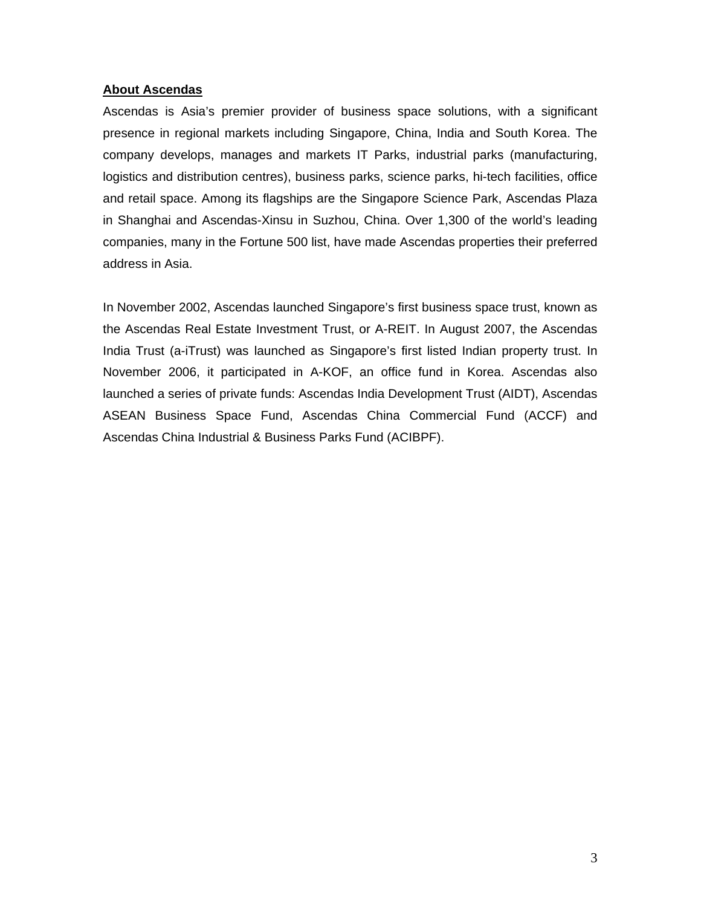**About Ascendas**

Ascendas is Asia's premier provider of business space solutions, with a significant presence in regional markets including Singapore, China, India and South Korea. The company develops, manages and markets IT Parks, industrial parks (manufacturing, logistics and distribution centres), business parks, science parks, hi-tech facilities, office and retail space. Among its flagships are the Singapore Science Park, Ascendas Plaza in Shanghai and Ascendas-Xinsu in Suzhou, China. Over 1,300 of the world's leading companies, many in the Fortune 500 list, have made Ascendas properties their preferred address in Asia.

In November 2002, Ascendas launched Singapore's first business space trust, known as the Ascendas Real Estate Investment Trust, or A-REIT. In August 2007, the Ascendas India Trust (a-iTrust) was launched as Singapore's first listed Indian property trust. In November 2006, it participated in A-KOF, an office fund in Korea. Ascendas also launched a series of private funds: Ascendas India Development Trust (AIDT), Ascendas ASEAN Business Space Fund, Ascendas China Commercial Fund (ACCF) and Ascendas China Industrial & Business Parks Fund (ACIBPF).